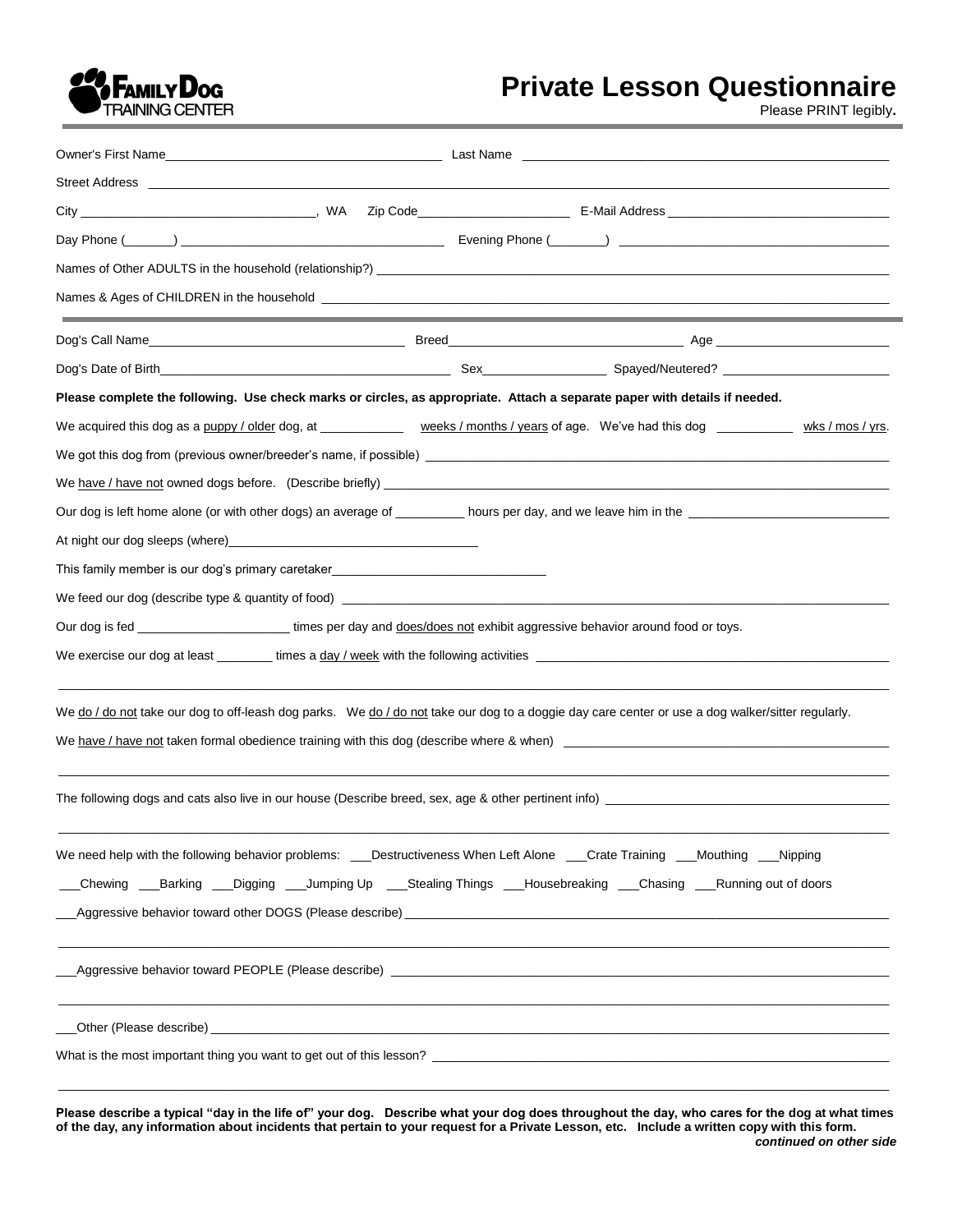**FAMILY DOG**
TRAINING CENTER

# Private Lesson Questionnaire

Please PRINT legibly**.**

---

Owner's First Name________________________________________ Last Name ________________________________________________________

Street Address ________________________________________________________________________________________________________

City ________________________________, WA Zip Code______________________ E-Mail Address ________________________________

Day Phone (_______) ____________________________________ Evening Phone (________) ______________________________________

Names of Other ADULTS in the household (relationship?) ________________________________________________________________

Names & Ages of CHILDREN in the household ____________________________________________________________________________

---

Dog's Call Name_____________________________________ Breed_________________________________ Age ________________________

Dog's Date of Birth_________________________________________ Sex__________________ Spayed/Neutered? _______________________

**Please complete the following. Use check marks or circles, as appropriate. Attach a separate paper with details if needed.**

We acquired this dog as a puppy / older dog, at ____________ weeks / months / years of age. We've had this dog ___________ wks / mos / yrs.

We got this dog from (previous owner/breeder's name, if possible) ________________________________________________________

We have / have not owned dogs before. (Describe briefly) _______________________________________________________________

Our dog is left home alone (or with other dogs) an average of __________ hours per day, and we leave him in the ____________________________

At night our dog sleeps (where)____________________________________

This family member is our dog's primary caretaker_______________________________

We feed our dog (describe type & quantity of food) ______________________________________________________________________

Our dog is fed ______________________ times per day and does/does not exhibit aggressive behavior around food or toys.

We exercise our dog at least ________ times a day / week with the following activities _____________________________________________

______________________________________________________________________________________________________________

We do / do not take our dog to off-leash dog parks. We do / do not take our dog to a doggie day care center or use a dog walker/sitter regularly.

We have / have not taken formal obedience training with this dog (describe where & when) ________________________________________

______________________________________________________________________________________________________________

The following dogs and cats also live in our house (Describe breed, sex, age & other pertinent info) ____________________________________

______________________________________________________________________________________________________________

We need help with the following behavior problems: ___Destructiveness When Left Alone ___Crate Training ___Mouthing ___Nipping

___Chewing ___Barking ___Digging ___Jumping Up ___Stealing Things ___Housebreaking ___Chasing ___Running out of doors

___Aggressive behavior toward other DOGS (Please describe) ____________________________________________________________

______________________________________________________________________________________________________________

___Aggressive behavior toward PEOPLE (Please describe) _______________________________________________________________

______________________________________________________________________________________________________________

___Other (Please describe) ______________________________________________________________________________________

What is the most important thing you want to get out of this lesson? ________________________________________________________

______________________________________________________________________________________________________________

**Please describe a typical "day in the life of" your dog. Describe what your dog does throughout the day, who cares for the dog at what times of the day, any information about incidents that pertain to your request for a Private Lesson, etc. Include a written copy with this form.**

***continued on other side***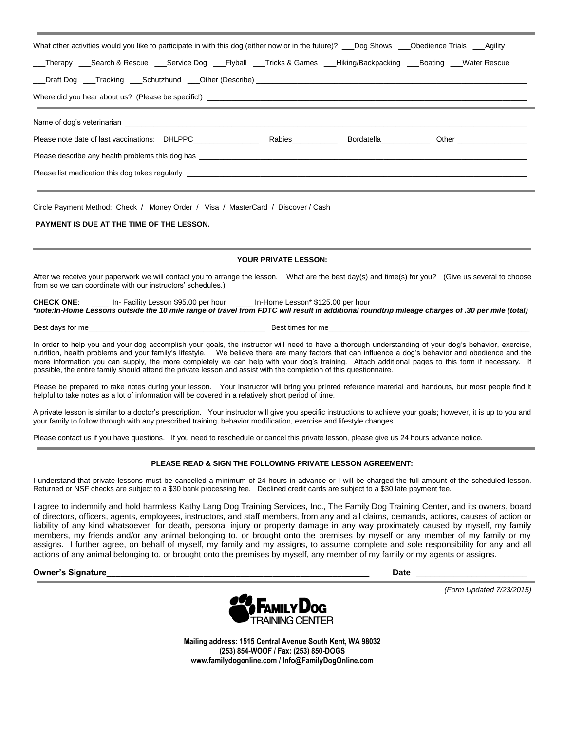What other activities would you like to participate in with this dog (either now or in the future)? ___Dog Shows ___Obedience Trials ___Agility

___Therapy ___Search & Rescue ___Service Dog ___Flyball ___Tricks & Games ___Hiking/Backpacking ___Boating ___Water Rescue

___Draft Dog ___Tracking ___Schutzhund ___Other (Describe) ______________________________________________

Where did you hear about us? (Please be specific!) ______________________________________________

---

Name of dog's veterinarian ______________________________________________

Please note date of last vaccinations: DHLPPC________________ Rabies___________ Bordatella____________ Other _________________

Please describe any health problems this dog has ______________________________________________

Please list medication this dog takes regularly ______________________________________________

---

Circle Payment Method: Check / Money Order / Visa / MasterCard / Discover / Cash

**PAYMENT IS DUE AT THE TIME OF THE LESSON.**

---

### YOUR PRIVATE LESSON:

After we receive your paperwork we will contact you to arrange the lesson. What are the best day(s) and time(s) for you? (Give us several to choose from so we can coordinate with our instructors' schedules.)

**CHECK ONE**: ____ In- Facility Lesson $95.00 per hour ____ In-Home Lesson* $125.00 per hour

***note:In-Home Lessons outside the 10 mile range of travel from FDTC will result in additional roundtrip mileage charges of .30 per mile (total)***

Best days for me____________________________________________ Best times for me____________________________________________

In order to help you and your dog accomplish your goals, the instructor will need to have a thorough understanding of your dog's behavior, exercise, nutrition, health problems and your family's lifestyle. We believe there are many factors that can influence a dog's behavior and obedience and the more information you can supply, the more completely we can help with your dog's training. Attach additional pages to this form if necessary. If possible, the entire family should attend the private lesson and assist with the completion of this questionnaire.

Please be prepared to take notes during your lesson. Your instructor will bring you printed reference material and handouts, but most people find it helpful to take notes as a lot of information will be covered in a relatively short period of time.

A private lesson is similar to a doctor's prescription. Your instructor will give you specific instructions to achieve your goals; however, it is up to you and your family to follow through with any prescribed training, behavior modification, exercise and lifestyle changes.

Please contact us if you have questions. If you need to reschedule or cancel this private lesson, please give us 24 hours advance notice.

---

### PLEASE READ & SIGN THE FOLLOWING PRIVATE LESSON AGREEMENT:

I understand that private lessons must be cancelled a minimum of 24 hours in advance or I will be charged the full amount of the scheduled lesson. Returned or NSF checks are subject to a $30 bank processing fee. Declined credit cards are subject to a $30 late payment fee.

I agree to indemnify and hold harmless Kathy Lang Dog Training Services, Inc., The Family Dog Training Center, and its owners, board of directors, officers, agents, employees, instructors, and staff members, from any and all claims, demands, actions, causes of action or liability of any kind whatsoever, for death, personal injury or property damage in any way proximately caused by myself, my family members, my friends and/or any animal belonging to, or brought onto the premises by myself or any member of my family or my assigns. I further agree, on behalf of myself, my family and my assigns, to assume complete and sole responsibility for any and all actions of any animal belonging to, or brought onto the premises by myself, any member of my family or my agents or assigns.

**Owner's Signature**________________________________________________ **Date** ________________________

*(Form Updated 7/23/2015)*

**FAMILY DOG**
TRAINING CENTER

**Mailing address: 1515 Central Avenue South Kent, WA 98032**
**(253) 854-WOOF / Fax: (253) 850-DOGS**
**www.familydogonline.com / Info@FamilyDogOnline.com**